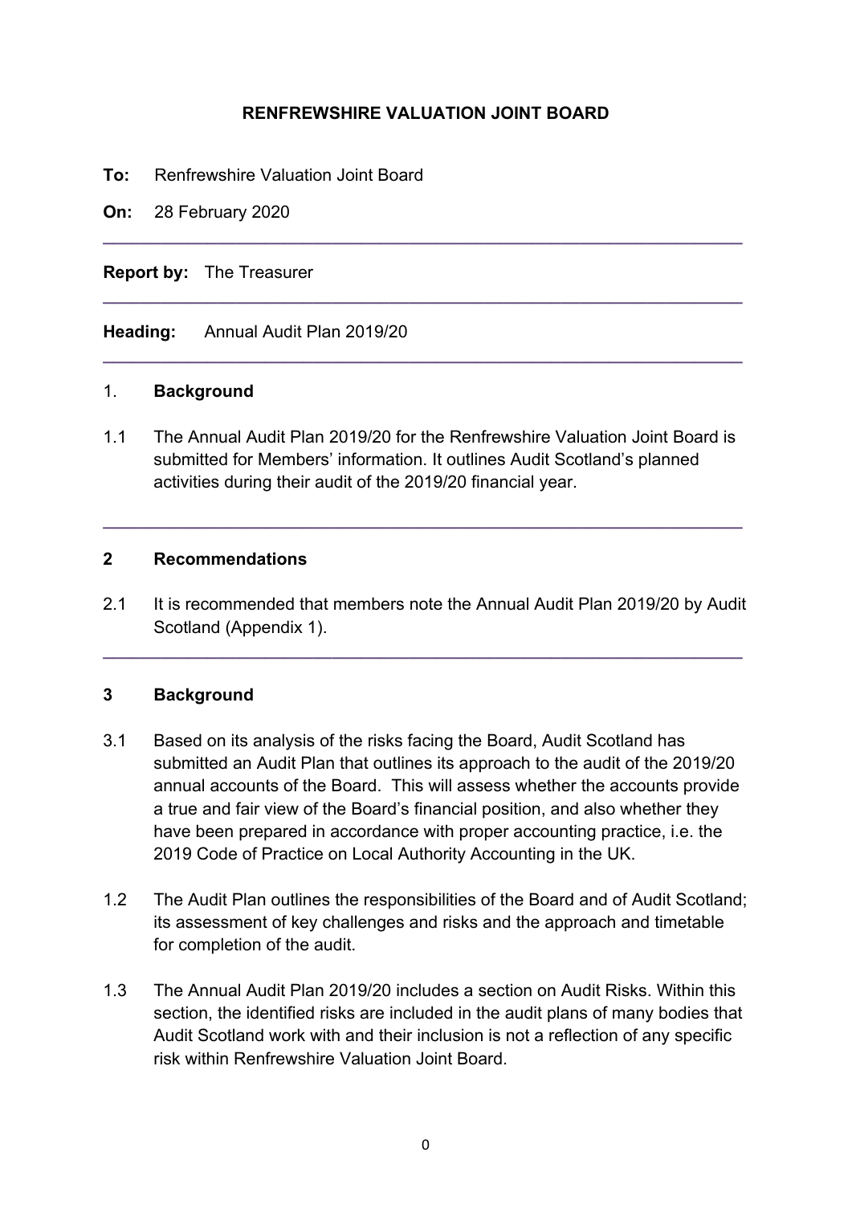**RENFREWSHIRE VALUATION JOINT BOARD**

**To:** Renfrewshire Valuation Joint Board

**On:** 28 February 2020

---

**Report by:** The Treasurer

---

**Heading:** Annual Audit Plan 2019/20

---

## 1. Background

1.1 The Annual Audit Plan 2019/20 for the Renfrewshire Valuation Joint Board is submitted for Members' information. It outlines Audit Scotland's planned activities during their audit of the 2019/20 financial year.

---

## 2 Recommendations

2.1 It is recommended that members note the Annual Audit Plan 2019/20 by Audit Scotland (Appendix 1).

---

## 3 Background

3.1 Based on its analysis of the risks facing the Board, Audit Scotland has submitted an Audit Plan that outlines its approach to the audit of the 2019/20 annual accounts of the Board. This will assess whether the accounts provide a true and fair view of the Board's financial position, and also whether they have been prepared in accordance with proper accounting practice, i.e. the 2019 Code of Practice on Local Authority Accounting in the UK.

1.2 The Audit Plan outlines the responsibilities of the Board and of Audit Scotland; its assessment of key challenges and risks and the approach and timetable for completion of the audit.

1.3 The Annual Audit Plan 2019/20 includes a section on Audit Risks. Within this section, the identified risks are included in the audit plans of many bodies that Audit Scotland work with and their inclusion is not a reflection of any specific risk within Renfrewshire Valuation Joint Board.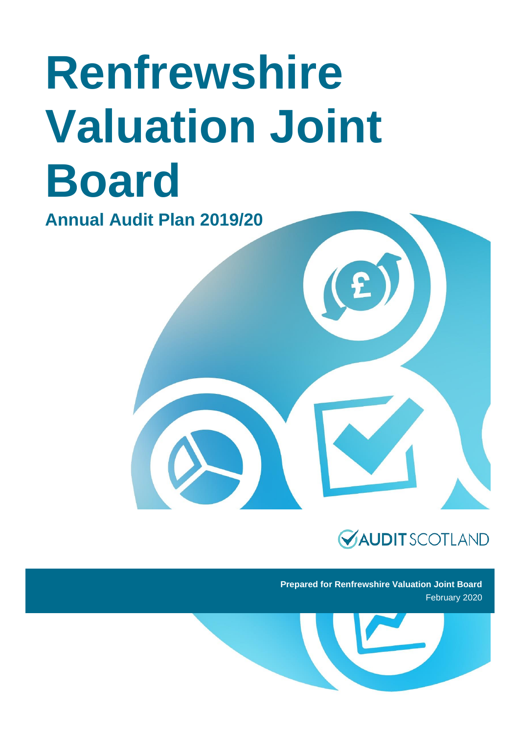# Renfrewshire Valuation Joint Board

## Annual Audit Plan 2019/20

**Prepared for Renfrewshire Valuation Joint Board**

February 2020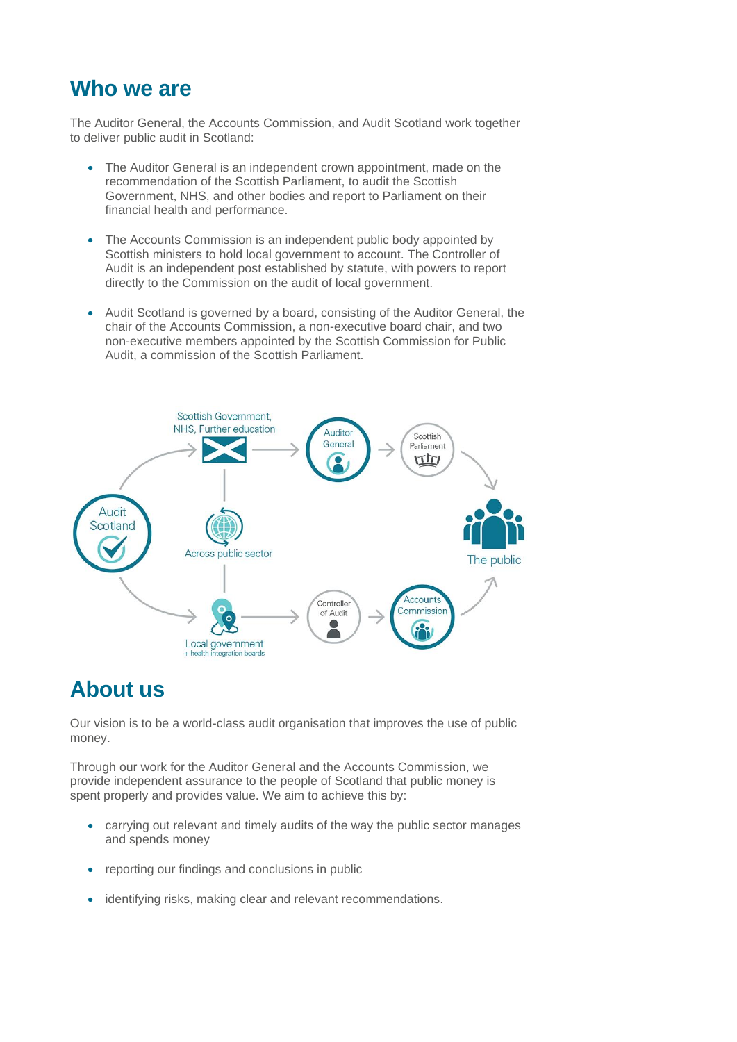## Who we are

The Auditor General, the Accounts Commission, and Audit Scotland work together to deliver public audit in Scotland:

- The Auditor General is an independent crown appointment, made on the recommendation of the Scottish Parliament, to audit the Scottish Government, NHS, and other bodies and report to Parliament on their financial health and performance.
- The Accounts Commission is an independent public body appointed by Scottish ministers to hold local government to account. The Controller of Audit is an independent post established by statute, with powers to report directly to the Commission on the audit of local government.
- Audit Scotland is governed by a board, consisting of the Auditor General, the chair of the Accounts Commission, a non-executive board chair, and two non-executive members appointed by the Scottish Commission for Public Audit, a commission of the Scottish Parliament.

Scottish Government, NHS, Further education

Auditor General

Scottish Parliament

Audit Scotland

Across public sector

The public

Local government + health integration boards

Controller of Audit

Accounts Commission

## About us

Our vision is to be a world-class audit organisation that improves the use of public money.

Through our work for the Auditor General and the Accounts Commission, we provide independent assurance to the people of Scotland that public money is spent properly and provides value. We aim to achieve this by:

- carrying out relevant and timely audits of the way the public sector manages and spends money
- reporting our findings and conclusions in public
- identifying risks, making clear and relevant recommendations.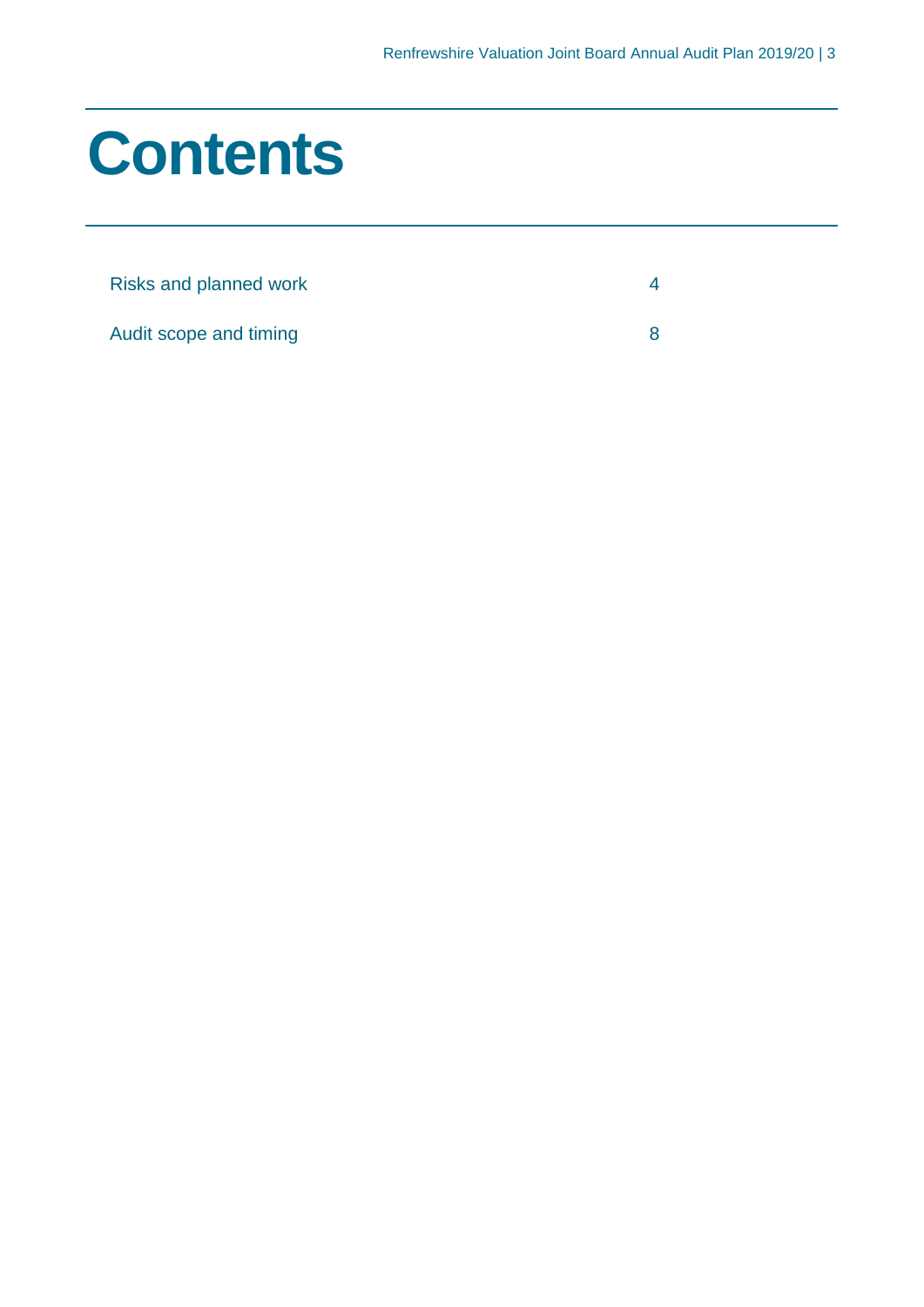# Contents

| | |
|---|---|
| Risks and planned work | 4 |
| Audit scope and timing | 8 |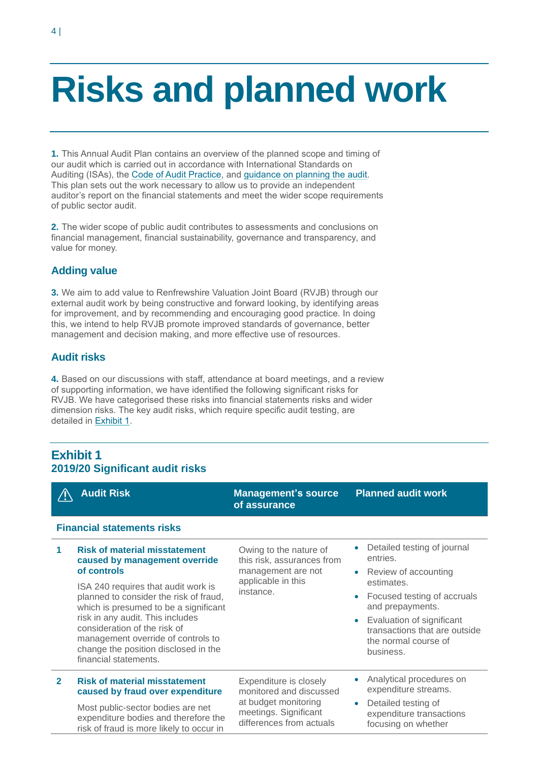# Risks and planned work

**1.** This Annual Audit Plan contains an overview of the planned scope and timing of our audit which is carried out in accordance with International Standards on Auditing (ISAs), the Code of Audit Practice, and guidance on planning the audit. This plan sets out the work necessary to allow us to provide an independent auditor's report on the financial statements and meet the wider scope requirements of public sector audit.

**2.** The wider scope of public audit contributes to assessments and conclusions on financial management, financial sustainability, governance and transparency, and value for money.

## Adding value

**3.** We aim to add value to Renfrewshire Valuation Joint Board (RVJB) through our external audit work by being constructive and forward looking, by identifying areas for improvement, and by recommending and encouraging good practice. In doing this, we intend to help RVJB promote improved standards of governance, better management and decision making, and more effective use of resources.

## Audit risks

**4.** Based on our discussions with staff, attendance at board meetings, and a review of supporting information, we have identified the following significant risks for RVJB. We have categorised these risks into financial statements risks and wider dimension risks. The key audit risks, which require specific audit testing, are detailed in Exhibit 1.

### Exhibit 1
### 2019/20 Significant audit risks

| | Audit Risk | Management's source of assurance | Planned audit work |
|---|---|---|---|
| **Financial statements risks** | | | |
| **1** | **Risk of material misstatement caused by management override of controls**<br><br>ISA 240 requires that audit work is planned to consider the risk of fraud, which is presumed to be a significant risk in any audit. This includes consideration of the risk of management override of controls to change the position disclosed in the financial statements. | Owing to the nature of this risk, assurances from management are not applicable in this instance. | • Detailed testing of journal entries.<br>• Review of accounting estimates.<br>• Focused testing of accruals and prepayments.<br>• Evaluation of significant transactions that are outside the normal course of business. |
| **2** | **Risk of material misstatement caused by fraud over expenditure**<br><br>Most public-sector bodies are net expenditure bodies and therefore the risk of fraud is more likely to occur in | Expenditure is closely monitored and discussed at budget monitoring meetings. Significant differences from actuals | • Analytical procedures on expenditure streams.<br>• Detailed testing of expenditure transactions focusing on whether |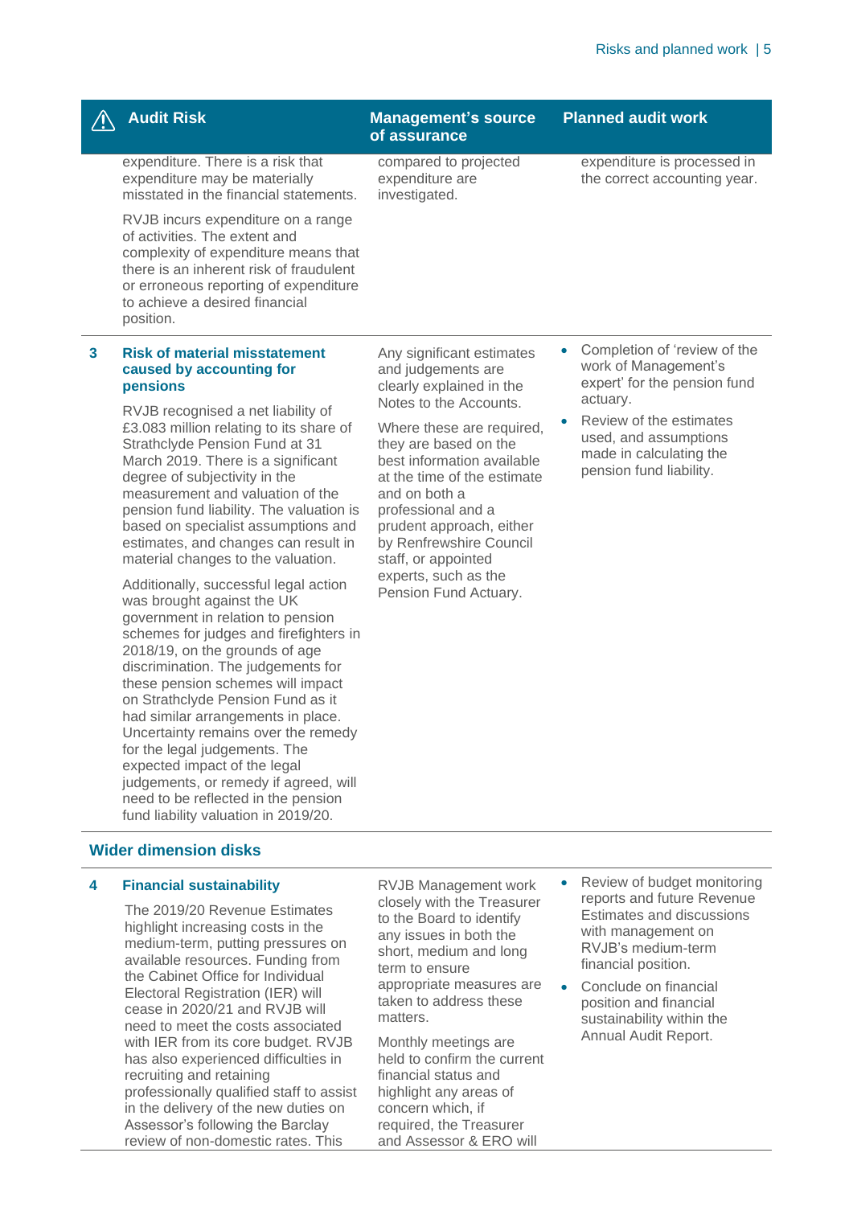| | Audit Risk | Management's source of assurance | Planned audit work |
|---|---|---|---|
| | expenditure. There is a risk that expenditure may be materially misstated in the financial statements.<br><br>RVJB incurs expenditure on a range of activities. The extent and complexity of expenditure means that there is an inherent risk of fraudulent or erroneous reporting of expenditure to achieve a desired financial position. | compared to projected expenditure are investigated. | expenditure is processed in the correct accounting year. |
| 3 | **Risk of material misstatement caused by accounting for pensions**<br><br>RVJB recognised a net liability of £3.083 million relating to its share of Strathclyde Pension Fund at 31 March 2019. There is a significant degree of subjectivity in the measurement and valuation of the pension fund liability. The valuation is based on specialist assumptions and estimates, and changes can result in material changes to the valuation.<br><br>Additionally, successful legal action was brought against the UK government in relation to pension schemes for judges and firefighters in 2018/19, on the grounds of age discrimination. The judgements for these pension schemes will impact on Strathclyde Pension Fund as it had similar arrangements in place. Uncertainty remains over the remedy for the legal judgements. The expected impact of the legal judgements, or remedy if agreed, will need to be reflected in the pension fund liability valuation in 2019/20. | Any significant estimates and judgements are clearly explained in the Notes to the Accounts.<br><br>Where these are required, they are based on the best information available at the time of the estimate and on both a professional and a prudent approach, either by Renfrewshire Council staff, or appointed experts, such as the Pension Fund Actuary. | • Completion of 'review of the work of Management's expert' for the pension fund actuary.<br>• Review of the estimates used, and assumptions made in calculating the pension fund liability. |
| | **Wider dimension disks** | | |
| 4 | **Financial sustainability**<br><br>The 2019/20 Revenue Estimates highlight increasing costs in the medium-term, putting pressures on available resources. Funding from the Cabinet Office for Individual Electoral Registration (IER) will cease in 2020/21 and RVJB will need to meet the costs associated with IER from its core budget. RVJB has also experienced difficulties in recruiting and retaining professionally qualified staff to assist in the delivery of the new duties on Assessor's following the Barclay review of non-domestic rates. This | RVJB Management work closely with the Treasurer to the Board to identify any issues in both the short, medium and long term to ensure appropriate measures are taken to address these matters.<br><br>Monthly meetings are held to confirm the current financial status and highlight any areas of concern which, if required, the Treasurer and Assessor & ERO will | • Review of budget monitoring reports and future Revenue Estimates and discussions with management on RVJB's medium-term financial position.<br>• Conclude on financial position and financial sustainability within the Annual Audit Report. |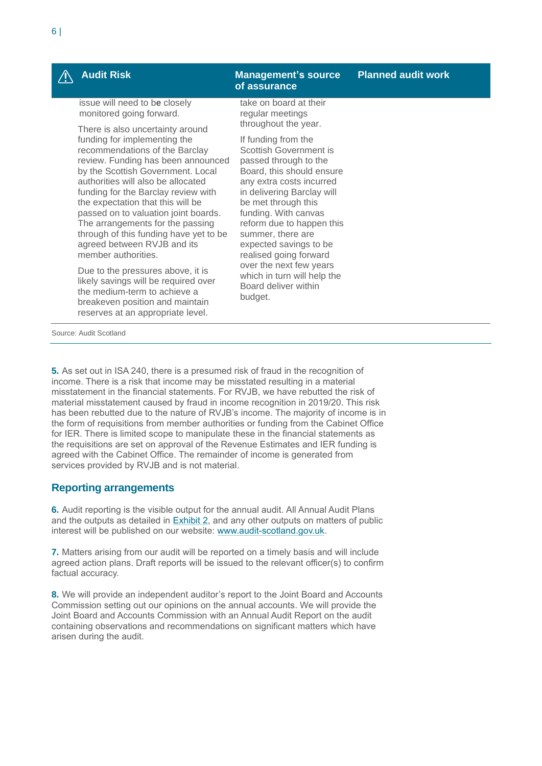| Audit Risk | Management's source of assurance | Planned audit work |
|---|---|---|
| issue will need to be closely monitored going forward.<br><br>There is also uncertainty around funding for implementing the recommendations of the Barclay review. Funding has been announced by the Scottish Government. Local authorities will also be allocated funding for the Barclay review with the expectation that this will be passed on to valuation joint boards. The arrangements for the passing through of this funding have yet to be agreed between RVJB and its member authorities.<br><br>Due to the pressures above, it is likely savings will be required over the medium-term to achieve a breakeven position and maintain reserves at an appropriate level. | take on board at their regular meetings throughout the year.<br><br>If funding from the Scottish Government is passed through to the Board, this should ensure any extra costs incurred in delivering Barclay will be met through this funding. With canvas reform due to happen this summer, there are expected savings to be realised going forward over the next few years which in turn will help the Board deliver within budget. | |

Source: Audit Scotland

**5.** As set out in ISA 240, there is a presumed risk of fraud in the recognition of income. There is a risk that income may be misstated resulting in a material misstatement in the financial statements. For RVJB, we have rebutted the risk of material misstatement caused by fraud in income recognition in 2019/20. This risk has been rebutted due to the nature of RVJB's income. The majority of income is in the form of requisitions from member authorities or funding from the Cabinet Office for IER. There is limited scope to manipulate these in the financial statements as the requisitions are set on approval of the Revenue Estimates and IER funding is agreed with the Cabinet Office. The remainder of income is generated from services provided by RVJB and is not material.

## Reporting arrangements

**6.** Audit reporting is the visible output for the annual audit. All Annual Audit Plans and the outputs as detailed in Exhibit 2, and any other outputs on matters of public interest will be published on our website: www.audit-scotland.gov.uk.

**7.** Matters arising from our audit will be reported on a timely basis and will include agreed action plans. Draft reports will be issued to the relevant officer(s) to confirm factual accuracy.

**8.** We will provide an independent auditor's report to the Joint Board and Accounts Commission setting out our opinions on the annual accounts. We will provide the Joint Board and Accounts Commission with an Annual Audit Report on the audit containing observations and recommendations on significant matters which have arisen during the audit.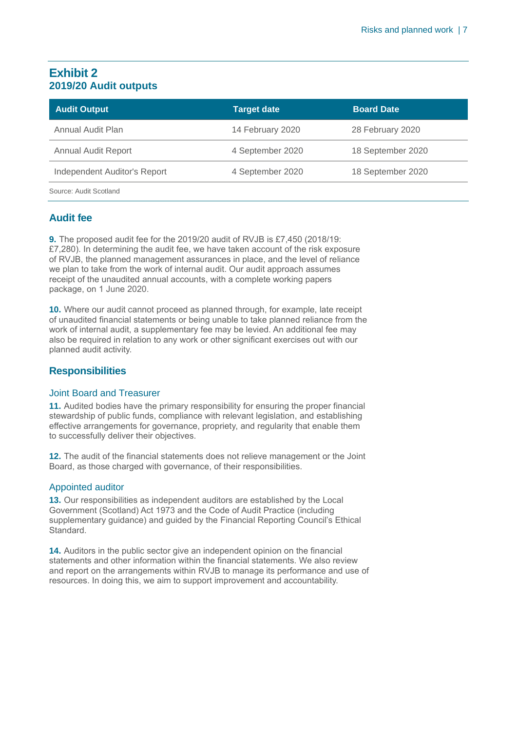## Exhibit 2
### 2019/20 Audit outputs

| Audit Output | Target date | Board Date |
|---|---|---|
| Annual Audit Plan | 14 February 2020 | 28 February 2020 |
| Annual Audit Report | 4 September 2020 | 18 September 2020 |
| Independent Auditor's Report | 4 September 2020 | 18 September 2020 |

Source: Audit Scotland

## Audit fee

**9.** The proposed audit fee for the 2019/20 audit of RVJB is £7,450 (2018/19: £7,280). In determining the audit fee, we have taken account of the risk exposure of RVJB, the planned management assurances in place, and the level of reliance we plan to take from the work of internal audit. Our audit approach assumes receipt of the unaudited annual accounts, with a complete working papers package, on 1 June 2020.

**10.** Where our audit cannot proceed as planned through, for example, late receipt of unaudited financial statements or being unable to take planned reliance from the work of internal audit, a supplementary fee may be levied. An additional fee may also be required in relation to any work or other significant exercises out with our planned audit activity.

## Responsibilities

### Joint Board and Treasurer

**11.** Audited bodies have the primary responsibility for ensuring the proper financial stewardship of public funds, compliance with relevant legislation, and establishing effective arrangements for governance, propriety, and regularity that enable them to successfully deliver their objectives.

**12.** The audit of the financial statements does not relieve management or the Joint Board, as those charged with governance, of their responsibilities.

### Appointed auditor

**13.** Our responsibilities as independent auditors are established by the Local Government (Scotland) Act 1973 and the Code of Audit Practice (including supplementary guidance) and guided by the Financial Reporting Council's Ethical Standard.

**14.** Auditors in the public sector give an independent opinion on the financial statements and other information within the financial statements. We also review and report on the arrangements within RVJB to manage its performance and use of resources. In doing this, we aim to support improvement and accountability.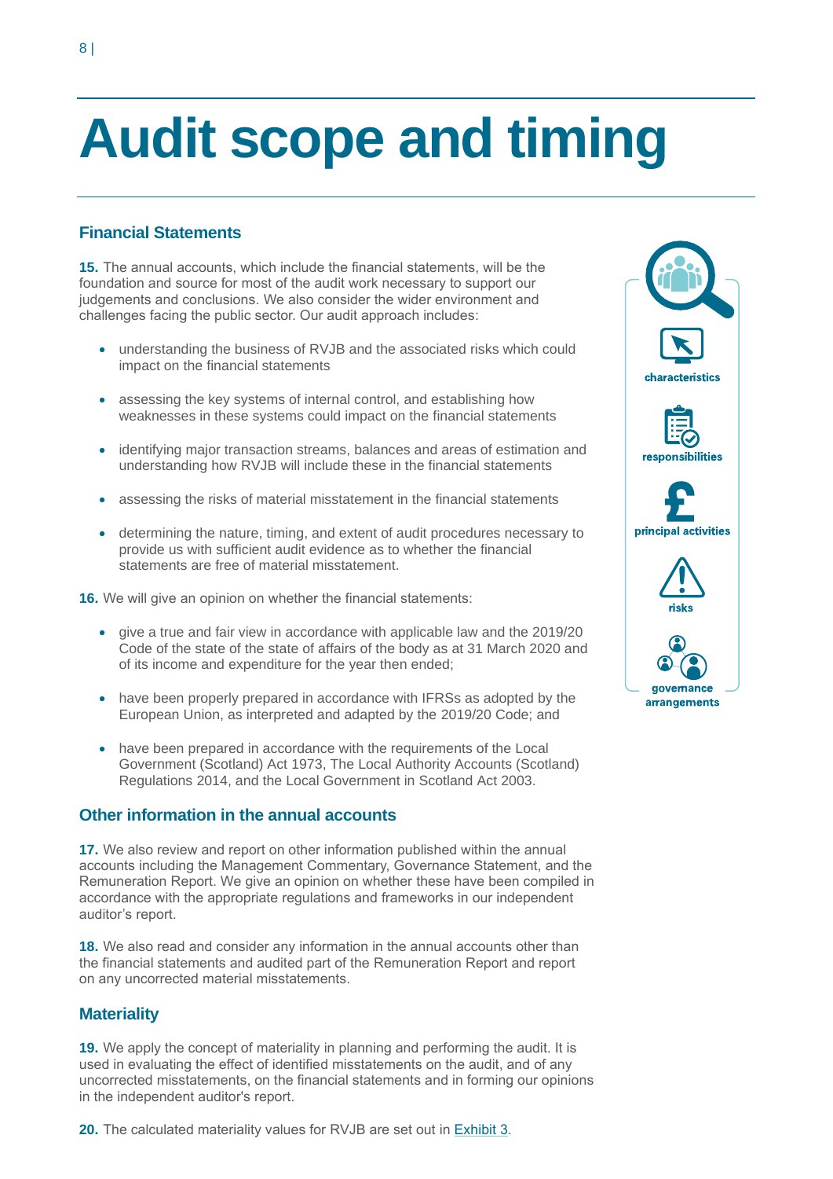# Audit scope and timing

## Financial Statements

**15.** The annual accounts, which include the financial statements, will be the foundation and source for most of the audit work necessary to support our judgements and conclusions. We also consider the wider environment and challenges facing the public sector. Our audit approach includes:

- understanding the business of RVJB and the associated risks which could impact on the financial statements
- assessing the key systems of internal control, and establishing how weaknesses in these systems could impact on the financial statements
- identifying major transaction streams, balances and areas of estimation and understanding how RVJB will include these in the financial statements
- assessing the risks of material misstatement in the financial statements
- determining the nature, timing, and extent of audit procedures necessary to provide us with sufficient audit evidence as to whether the financial statements are free of material misstatement.

**16.** We will give an opinion on whether the financial statements:

- give a true and fair view in accordance with applicable law and the 2019/20 Code of the state of the state of affairs of the body as at 31 March 2020 and of its income and expenditure for the year then ended;
- have been properly prepared in accordance with IFRSs as adopted by the European Union, as interpreted and adapted by the 2019/20 Code; and
- have been prepared in accordance with the requirements of the Local Government (Scotland) Act 1973, The Local Authority Accounts (Scotland) Regulations 2014, and the Local Government in Scotland Act 2003.

characteristics

responsibilities

principal activities

risks

governance arrangements

## Other information in the annual accounts

**17.** We also review and report on other information published within the annual accounts including the Management Commentary, Governance Statement, and the Remuneration Report. We give an opinion on whether these have been compiled in accordance with the appropriate regulations and frameworks in our independent auditor's report.

**18.** We also read and consider any information in the annual accounts other than the financial statements and audited part of the Remuneration Report and report on any uncorrected material misstatements.

## Materiality

**19.** We apply the concept of materiality in planning and performing the audit. It is used in evaluating the effect of identified misstatements on the audit, and of any uncorrected misstatements, on the financial statements and in forming our opinions in the independent auditor's report.

**20.** The calculated materiality values for RVJB are set out in Exhibit 3.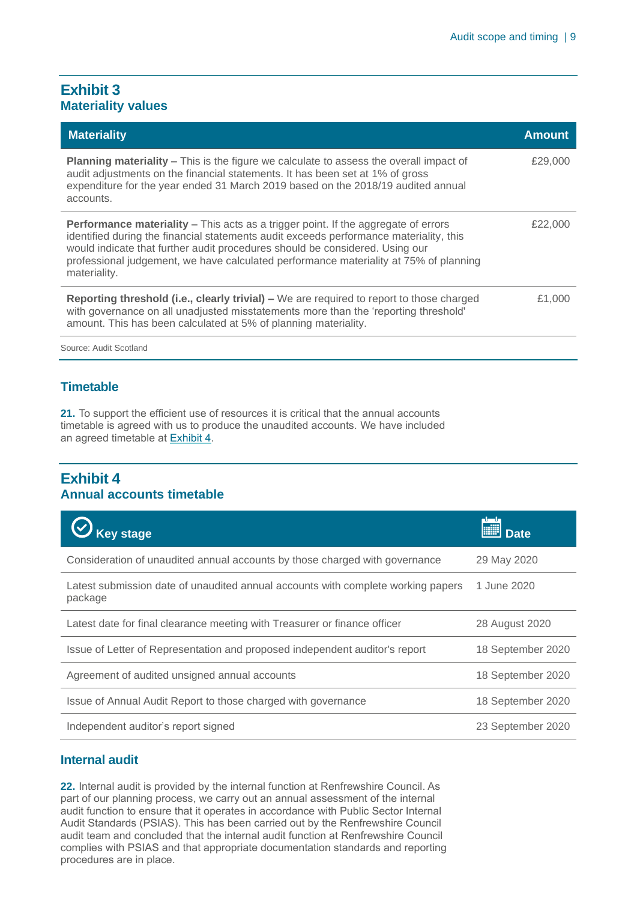### Exhibit 3
### Materiality values

| Materiality | Amount |
| --- | --- |
| **Planning materiality –** This is the figure we calculate to assess the overall impact of audit adjustments on the financial statements. It has been set at 1% of gross expenditure for the year ended 31 March 2019 based on the 2018/19 audited annual accounts. | £29,000 |
| **Performance materiality –** This acts as a trigger point. If the aggregate of errors identified during the financial statements audit exceeds performance materiality, this would indicate that further audit procedures should be considered. Using our professional judgement, we have calculated performance materiality at 75% of planning materiality. | £22,000 |
| **Reporting threshold (i.e., clearly trivial) –** We are required to report to those charged with governance on all unadjusted misstatements more than the 'reporting threshold' amount. This has been calculated at 5% of planning materiality. | £1,000 |

Source: Audit Scotland

## Timetable

**21.** To support the efficient use of resources it is critical that the annual accounts timetable is agreed with us to produce the unaudited accounts. We have included an agreed timetable at Exhibit 4.

### Exhibit 4
### Annual accounts timetable

| Key stage | Date |
| --- | --- |
| Consideration of unaudited annual accounts by those charged with governance | 29 May 2020 |
| Latest submission date of unaudited annual accounts with complete working papers package | 1 June 2020 |
| Latest date for final clearance meeting with Treasurer or finance officer | 28 August 2020 |
| Issue of Letter of Representation and proposed independent auditor's report | 18 September 2020 |
| Agreement of audited unsigned annual accounts | 18 September 2020 |
| Issue of Annual Audit Report to those charged with governance | 18 September 2020 |
| Independent auditor's report signed | 23 September 2020 |

## Internal audit

**22.** Internal audit is provided by the internal function at Renfrewshire Council. As part of our planning process, we carry out an annual assessment of the internal audit function to ensure that it operates in accordance with Public Sector Internal Audit Standards (PSIAS). This has been carried out by the Renfrewshire Council audit team and concluded that the internal audit function at Renfrewshire Council complies with PSIAS and that appropriate documentation standards and reporting procedures are in place.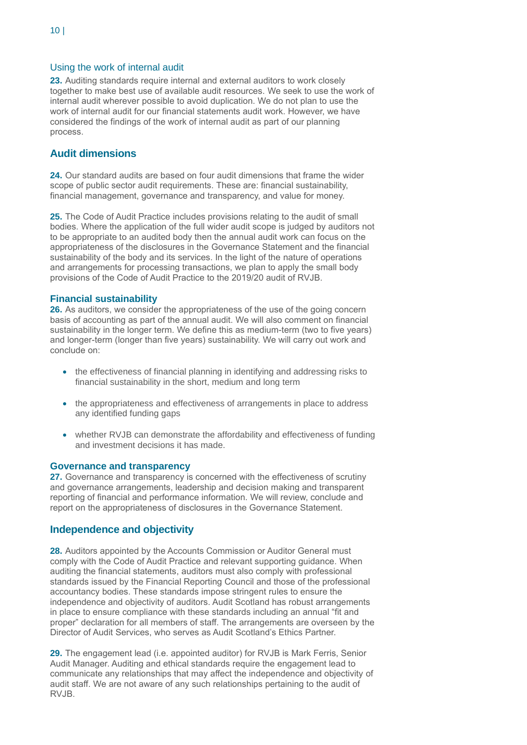### Using the work of internal audit

**23.** Auditing standards require internal and external auditors to work closely together to make best use of available audit resources. We seek to use the work of internal audit wherever possible to avoid duplication. We do not plan to use the work of internal audit for our financial statements audit work. However, we have considered the findings of the work of internal audit as part of our planning process.

## Audit dimensions

**24.** Our standard audits are based on four audit dimensions that frame the wider scope of public sector audit requirements. These are: financial sustainability, financial management, governance and transparency, and value for money.

**25.** The Code of Audit Practice includes provisions relating to the audit of small bodies. Where the application of the full wider audit scope is judged by auditors not to be appropriate to an audited body then the annual audit work can focus on the appropriateness of the disclosures in the Governance Statement and the financial sustainability of the body and its services. In the light of the nature of operations and arrangements for processing transactions, we plan to apply the small body provisions of the Code of Audit Practice to the 2019/20 audit of RVJB.

### Financial sustainability

**26.** As auditors, we consider the appropriateness of the use of the going concern basis of accounting as part of the annual audit. We will also comment on financial sustainability in the longer term. We define this as medium-term (two to five years) and longer-term (longer than five years) sustainability. We will carry out work and conclude on:

- the effectiveness of financial planning in identifying and addressing risks to financial sustainability in the short, medium and long term
- the appropriateness and effectiveness of arrangements in place to address any identified funding gaps
- whether RVJB can demonstrate the affordability and effectiveness of funding and investment decisions it has made.

### Governance and transparency

**27.** Governance and transparency is concerned with the effectiveness of scrutiny and governance arrangements, leadership and decision making and transparent reporting of financial and performance information. We will review, conclude and report on the appropriateness of disclosures in the Governance Statement.

## Independence and objectivity

**28.** Auditors appointed by the Accounts Commission or Auditor General must comply with the Code of Audit Practice and relevant supporting guidance. When auditing the financial statements, auditors must also comply with professional standards issued by the Financial Reporting Council and those of the professional accountancy bodies. These standards impose stringent rules to ensure the independence and objectivity of auditors. Audit Scotland has robust arrangements in place to ensure compliance with these standards including an annual "fit and proper" declaration for all members of staff. The arrangements are overseen by the Director of Audit Services, who serves as Audit Scotland's Ethics Partner.

**29.** The engagement lead (i.e. appointed auditor) for RVJB is Mark Ferris, Senior Audit Manager. Auditing and ethical standards require the engagement lead to communicate any relationships that may affect the independence and objectivity of audit staff. We are not aware of any such relationships pertaining to the audit of RVJB.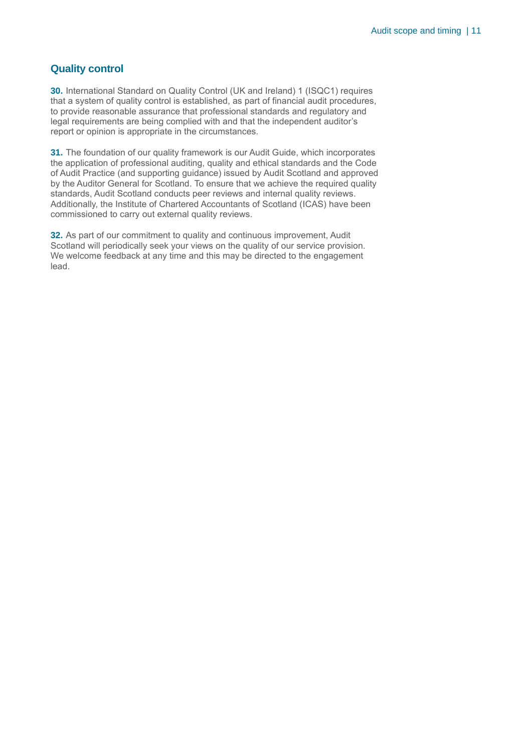## Quality control

**30.** International Standard on Quality Control (UK and Ireland) 1 (ISQC1) requires that a system of quality control is established, as part of financial audit procedures, to provide reasonable assurance that professional standards and regulatory and legal requirements are being complied with and that the independent auditor's report or opinion is appropriate in the circumstances.

**31.** The foundation of our quality framework is our Audit Guide, which incorporates the application of professional auditing, quality and ethical standards and the Code of Audit Practice (and supporting guidance) issued by Audit Scotland and approved by the Auditor General for Scotland. To ensure that we achieve the required quality standards, Audit Scotland conducts peer reviews and internal quality reviews. Additionally, the Institute of Chartered Accountants of Scotland (ICAS) have been commissioned to carry out external quality reviews.

**32.** As part of our commitment to quality and continuous improvement, Audit Scotland will periodically seek your views on the quality of our service provision. We welcome feedback at any time and this may be directed to the engagement lead.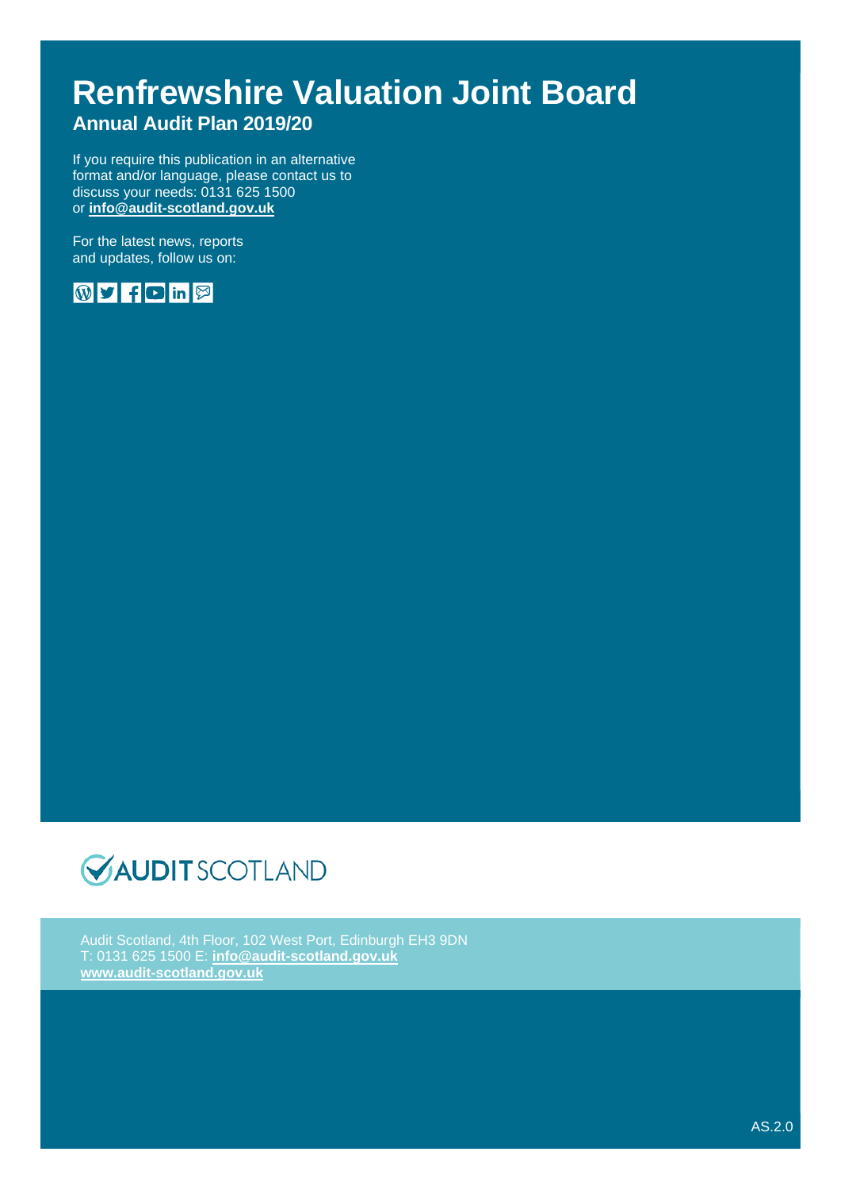# Renfrewshire Valuation Joint Board

**Annual Audit Plan 2019/20**

If you require this publication in an alternative format and/or language, please contact us to discuss your needs: 0131 625 1500 or **info@audit-scotland.gov.uk**

For the latest news, reports and updates, follow us on:

AUDIT SCOTLAND

Audit Scotland, 4th Floor, 102 West Port, Edinburgh EH3 9DN
T: 0131 625 1500 E: **info@audit-scotland.gov.uk**
**www.audit-scotland.gov.uk**

AS.2.0